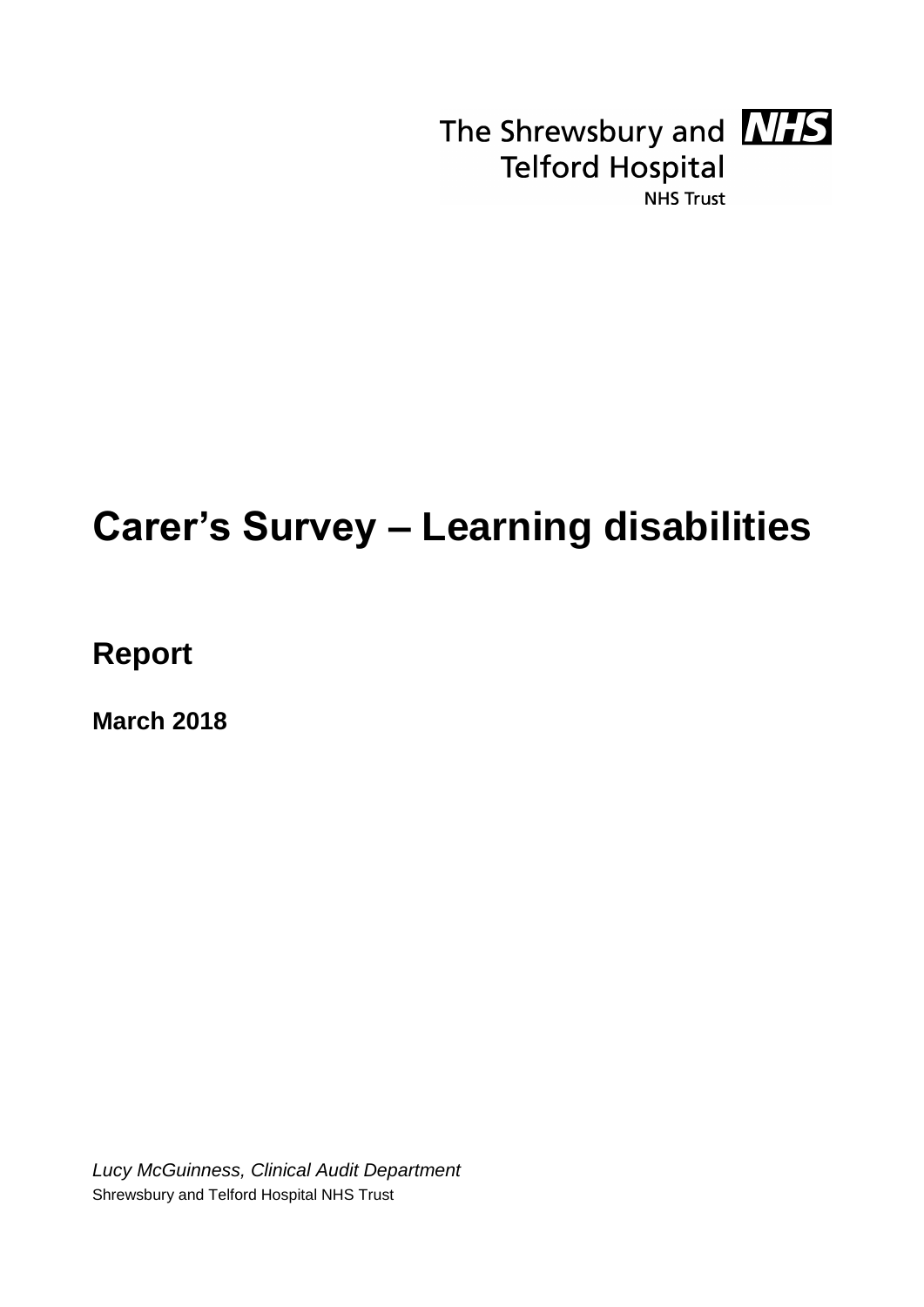The Shrewsbury and Telford Hospital NHS Trust

# Carer's Survey – Learning disabilities

## Report

**March 2018**

*Lucy McGuinness, Clinical Audit Department*
Shrewsbury and Telford Hospital NHS Trust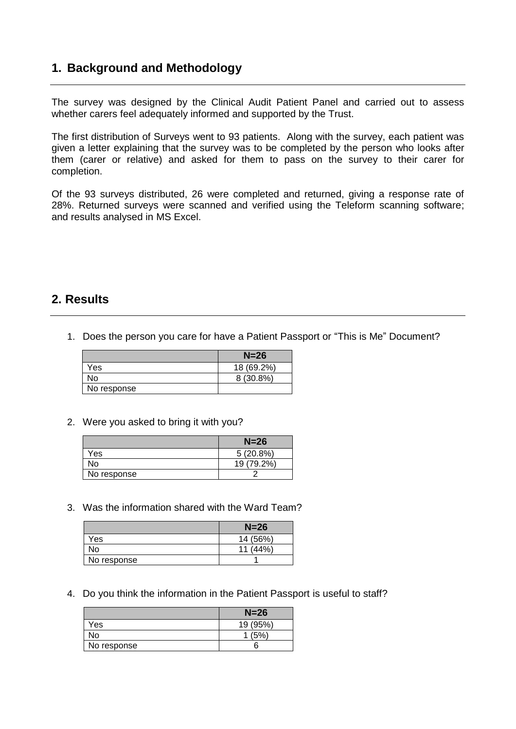## 1. Background and Methodology

The survey was designed by the Clinical Audit Patient Panel and carried out to assess whether carers feel adequately informed and supported by the Trust.

The first distribution of Surveys went to 93 patients. Along with the survey, each patient was given a letter explaining that the survey was to be completed by the person who looks after them (carer or relative) and asked for them to pass on the survey to their carer for completion.

Of the 93 surveys distributed, 26 were completed and returned, giving a response rate of 28%. Returned surveys were scanned and verified using the Teleform scanning software; and results analysed in MS Excel.

## 2. Results

1. Does the person you care for have a Patient Passport or "This is Me" Document?

| | N=26 |
|---|---|
| Yes | 18 (69.2%) |
| No | 8 (30.8%) |
| No response | |

2. Were you asked to bring it with you?

| | N=26 |
|---|---|
| Yes | 5 (20.8%) |
| No | 19 (79.2%) |
| No response | 2 |

3. Was the information shared with the Ward Team?

| | N=26 |
|---|---|
| Yes | 14 (56%) |
| No | 11 (44%) |
| No response | 1 |

4. Do you think the information in the Patient Passport is useful to staff?

| | N=26 |
|---|---|
| Yes | 19 (95%) |
| No | 1 (5%) |
| No response | 6 |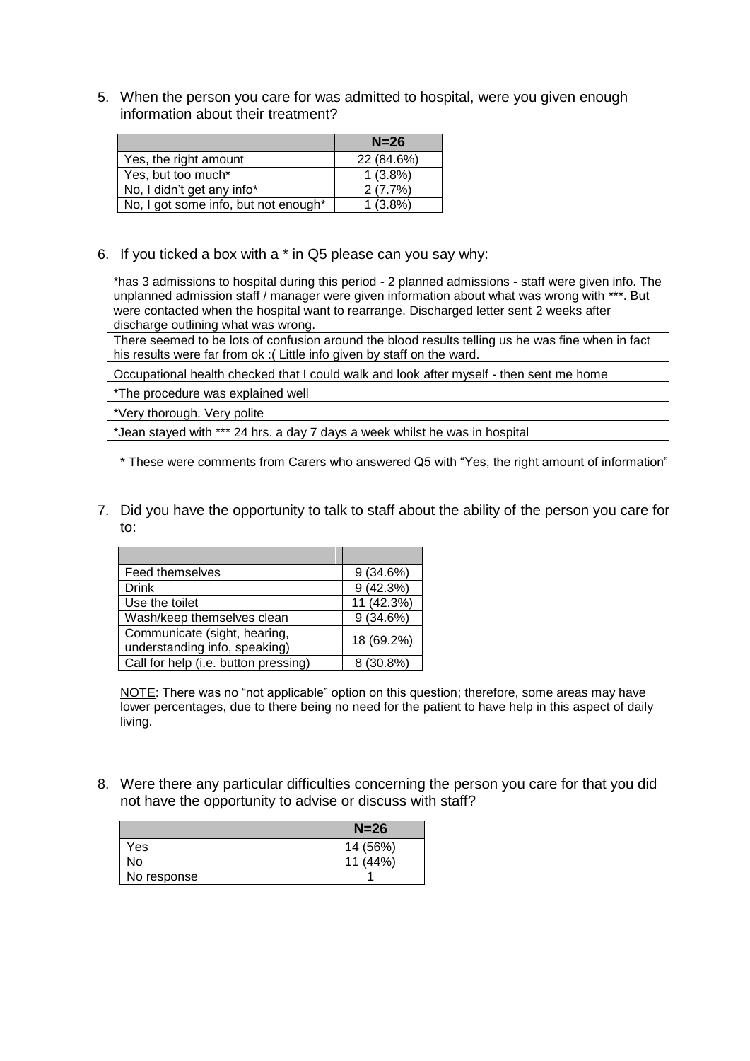5. When the person you care for was admitted to hospital, were you given enough information about their treatment?

| | N=26 |
|---|---|
| Yes, the right amount | 22 (84.6%) |
| Yes, but too much* | 1 (3.8%) |
| No, I didn't get any info* | 2 (7.7%) |
| No, I got some info, but not enough* | 1 (3.8%) |

6. If you ticked a box with a * in Q5 please can you say why:

| |
|---|
| *has 3 admissions to hospital during this period - 2 planned admissions - staff were given info. The unplanned admission staff / manager were given information about what was wrong with ***. But were contacted when the hospital want to rearrange. Discharged letter sent 2 weeks after discharge outlining what was wrong. |
| There seemed to be lots of confusion around the blood results telling us he was fine when in fact his results were far from ok :( Little info given by staff on the ward. |
| Occupational health checked that I could walk and look after myself - then sent me home |
| *The procedure was explained well |
| *Very thorough. Very polite |
| *Jean stayed with *** 24 hrs. a day 7 days a week whilst he was in hospital |

\* These were comments from Carers who answered Q5 with "Yes, the right amount of information"

7. Did you have the opportunity to talk to staff about the ability of the person you care for to:

| | |
|---|---|
| Feed themselves | 9 (34.6%) |
| Drink | 9 (42.3%) |
| Use the toilet | 11 (42.3%) |
| Wash/keep themselves clean | 9 (34.6%) |
| Communicate (sight, hearing, understanding info, speaking) | 18 (69.2%) |
| Call for help (i.e. button pressing) | 8 (30.8%) |

NOTE: There was no "not applicable" option on this question; therefore, some areas may have lower percentages, due to there being no need for the patient to have help in this aspect of daily living.

8. Were there any particular difficulties concerning the person you care for that you did not have the opportunity to advise or discuss with staff?

| | N=26 |
|---|---|
| Yes | 14 (56%) |
| No | 11 (44%) |
| No response | 1 |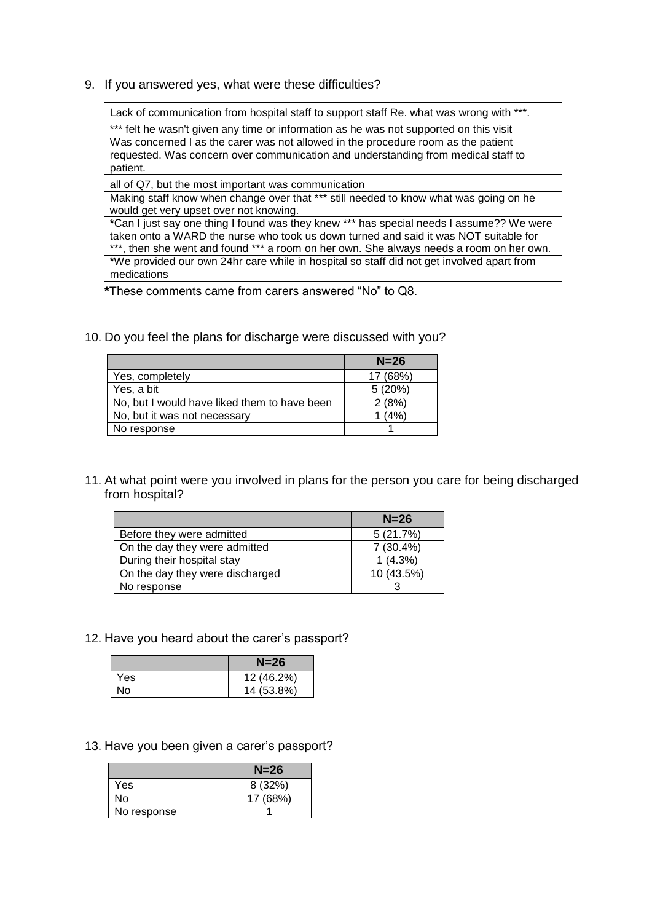9. If you answered yes, what were these difficulties?

| |
|---|
| Lack of communication from hospital staff to support staff Re. what was wrong with ***. |
| *** felt he wasn't given any time or information as he was not supported on this visit |
| Was concerned I as the carer was not allowed in the procedure room as the patient requested. Was concern over communication and understanding from medical staff to patient. |
| all of Q7, but the most important was communication |
| Making staff know when change over that *** still needed to know what was going on he would get very upset over not knowing. |
| **\***Can I just say one thing I found was they knew *** has special needs I assume?? We were taken onto a WARD the nurse who took us down turned and said it was NOT suitable for ***, then she went and found *** a room on her own. She always needs a room on her own. |
| **\***We provided our own 24hr care while in hospital so staff did not get involved apart from medications |

**\***These comments came from carers answered "No" to Q8.

10. Do you feel the plans for discharge were discussed with you?

| | **N=26** |
|---|---|
| Yes, completely | 17 (68%) |
| Yes, a bit | 5 (20%) |
| No, but I would have liked them to have been | 2 (8%) |
| No, but it was not necessary | 1 (4%) |
| No response | 1 |

11. At what point were you involved in plans for the person you care for being discharged from hospital?

| | **N=26** |
|---|---|
| Before they were admitted | 5 (21.7%) |
| On the day they were admitted | 7 (30.4%) |
| During their hospital stay | 1 (4.3%) |
| On the day they were discharged | 10 (43.5%) |
| No response | 3 |

12. Have you heard about the carer's passport?

| | **N=26** |
|---|---|
| Yes | 12 (46.2%) |
| No | 14 (53.8%) |

13. Have you been given a carer's passport?

| | **N=26** |
|---|---|
| Yes | 8 (32%) |
| No | 17 (68%) |
| No response | 1 |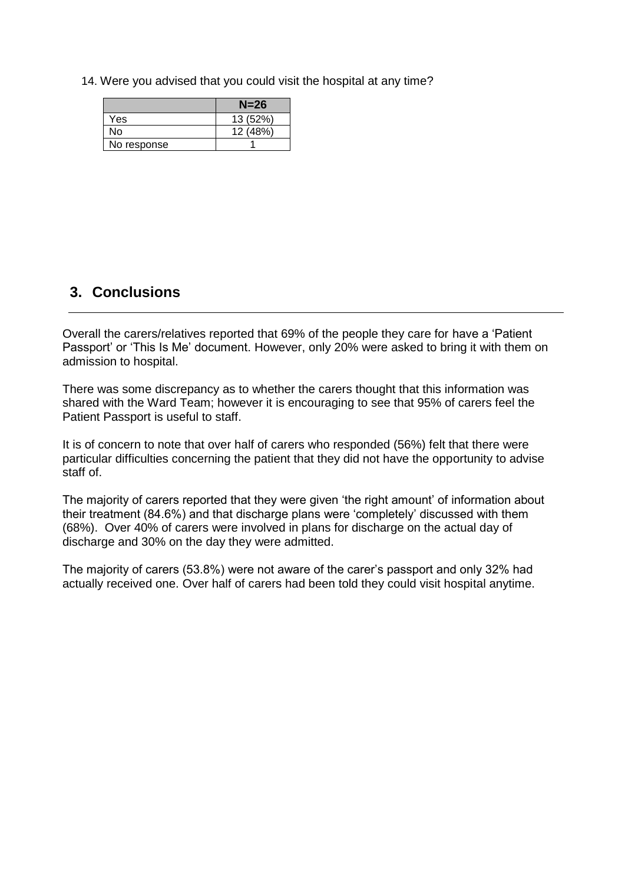14. Were you advised that you could visit the hospital at any time?

| | N=26 |
|---|---|
| Yes | 13 (52%) |
| No | 12 (48%) |
| No response | 1 |

## 3. Conclusions

Overall the carers/relatives reported that 69% of the people they care for have a 'Patient Passport' or 'This Is Me' document. However, only 20% were asked to bring it with them on admission to hospital.

There was some discrepancy as to whether the carers thought that this information was shared with the Ward Team; however it is encouraging to see that 95% of carers feel the Patient Passport is useful to staff.

It is of concern to note that over half of carers who responded (56%) felt that there were particular difficulties concerning the patient that they did not have the opportunity to advise staff of.

The majority of carers reported that they were given 'the right amount' of information about their treatment (84.6%) and that discharge plans were 'completely' discussed with them (68%). Over 40% of carers were involved in plans for discharge on the actual day of discharge and 30% on the day they were admitted.

The majority of carers (53.8%) were not aware of the carer's passport and only 32% had actually received one. Over half of carers had been told they could visit hospital anytime.